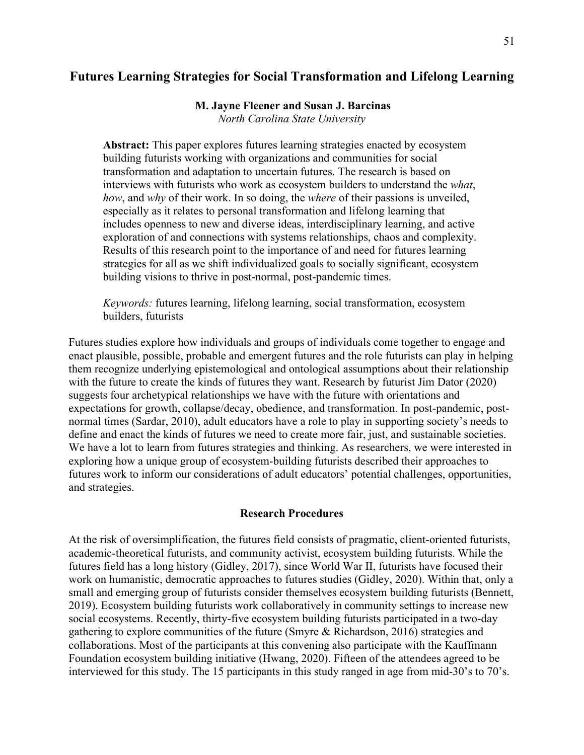# Futures Learning Strategies for Social Transformation and Lifelong Learning

**M. Jayne Fleener and Susan J. Barcinas**
*North Carolina State University*

**Abstract:** This paper explores futures learning strategies enacted by ecosystem building futurists working with organizations and communities for social transformation and adaptation to uncertain futures. The research is based on interviews with futurists who work as ecosystem builders to understand the *what*, *how*, and *why* of their work. In so doing, the *where* of their passions is unveiled, especially as it relates to personal transformation and lifelong learning that includes openness to new and diverse ideas, interdisciplinary learning, and active exploration of and connections with systems relationships, chaos and complexity. Results of this research point to the importance of and need for futures learning strategies for all as we shift individualized goals to socially significant, ecosystem building visions to thrive in post-normal, post-pandemic times.

*Keywords:* futures learning, lifelong learning, social transformation, ecosystem builders, futurists

Futures studies explore how individuals and groups of individuals come together to engage and enact plausible, possible, probable and emergent futures and the role futurists can play in helping them recognize underlying epistemological and ontological assumptions about their relationship with the future to create the kinds of futures they want. Research by futurist Jim Dator (2020) suggests four archetypical relationships we have with the future with orientations and expectations for growth, collapse/decay, obedience, and transformation. In post-pandemic, post-normal times (Sardar, 2010), adult educators have a role to play in supporting society's needs to define and enact the kinds of futures we need to create more fair, just, and sustainable societies. We have a lot to learn from futures strategies and thinking. As researchers, we were interested in exploring how a unique group of ecosystem-building futurists described their approaches to futures work to inform our considerations of adult educators' potential challenges, opportunities, and strategies.

## Research Procedures

At the risk of oversimplification, the futures field consists of pragmatic, client-oriented futurists, academic-theoretical futurists, and community activist, ecosystem building futurists. While the futures field has a long history (Gidley, 2017), since World War II, futurists have focused their work on humanistic, democratic approaches to futures studies (Gidley, 2020). Within that, only a small and emerging group of futurists consider themselves ecosystem building futurists (Bennett, 2019). Ecosystem building futurists work collaboratively in community settings to increase new social ecosystems. Recently, thirty-five ecosystem building futurists participated in a two-day gathering to explore communities of the future (Smyre & Richardson, 2016) strategies and collaborations. Most of the participants at this convening also participate with the Kauffmann Foundation ecosystem building initiative (Hwang, 2020). Fifteen of the attendees agreed to be interviewed for this study. The 15 participants in this study ranged in age from mid-30's to 70's.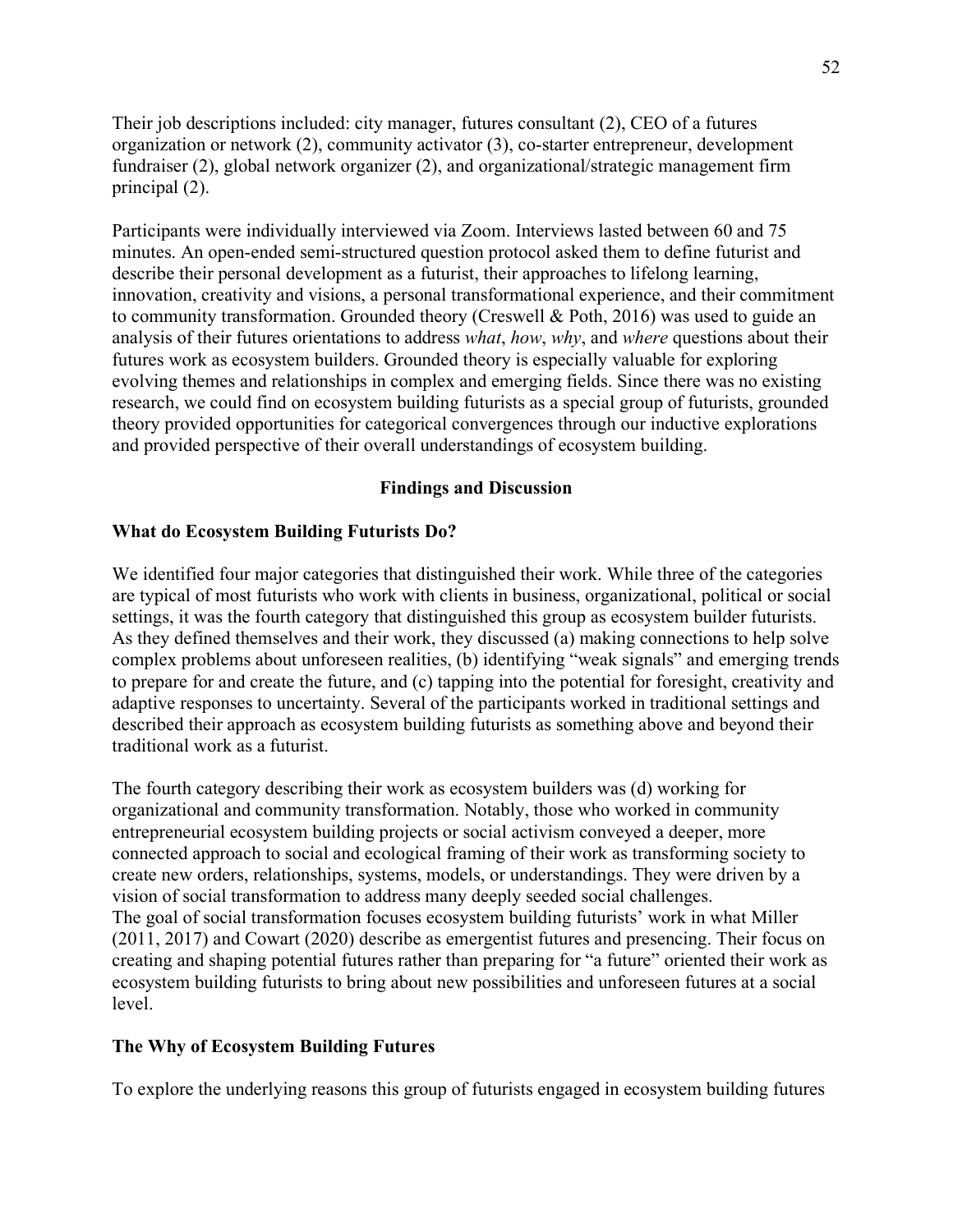Their job descriptions included: city manager, futures consultant (2), CEO of a futures organization or network (2), community activator (3), co-starter entrepreneur, development fundraiser (2), global network organizer (2), and organizational/strategic management firm principal (2).

Participants were individually interviewed via Zoom. Interviews lasted between 60 and 75 minutes. An open-ended semi-structured question protocol asked them to define futurist and describe their personal development as a futurist, their approaches to lifelong learning, innovation, creativity and visions, a personal transformational experience, and their commitment to community transformation. Grounded theory (Creswell & Poth, 2016) was used to guide an analysis of their futures orientations to address *what*, *how*, *why*, and *where* questions about their futures work as ecosystem builders. Grounded theory is especially valuable for exploring evolving themes and relationships in complex and emerging fields. Since there was no existing research, we could find on ecosystem building futurists as a special group of futurists, grounded theory provided opportunities for categorical convergences through our inductive explorations and provided perspective of their overall understandings of ecosystem building.

## Findings and Discussion

### What do Ecosystem Building Futurists Do?

We identified four major categories that distinguished their work. While three of the categories are typical of most futurists who work with clients in business, organizational, political or social settings, it was the fourth category that distinguished this group as ecosystem builder futurists. As they defined themselves and their work, they discussed (a) making connections to help solve complex problems about unforeseen realities, (b) identifying "weak signals" and emerging trends to prepare for and create the future, and (c) tapping into the potential for foresight, creativity and adaptive responses to uncertainty. Several of the participants worked in traditional settings and described their approach as ecosystem building futurists as something above and beyond their traditional work as a futurist.

The fourth category describing their work as ecosystem builders was (d) working for organizational and community transformation. Notably, those who worked in community entrepreneurial ecosystem building projects or social activism conveyed a deeper, more connected approach to social and ecological framing of their work as transforming society to create new orders, relationships, systems, models, or understandings. They were driven by a vision of social transformation to address many deeply seeded social challenges.
The goal of social transformation focuses ecosystem building futurists' work in what Miller (2011, 2017) and Cowart (2020) describe as emergentist futures and presencing. Their focus on creating and shaping potential futures rather than preparing for "a future" oriented their work as ecosystem building futurists to bring about new possibilities and unforeseen futures at a social level.

### The Why of Ecosystem Building Futures

To explore the underlying reasons this group of futurists engaged in ecosystem building futures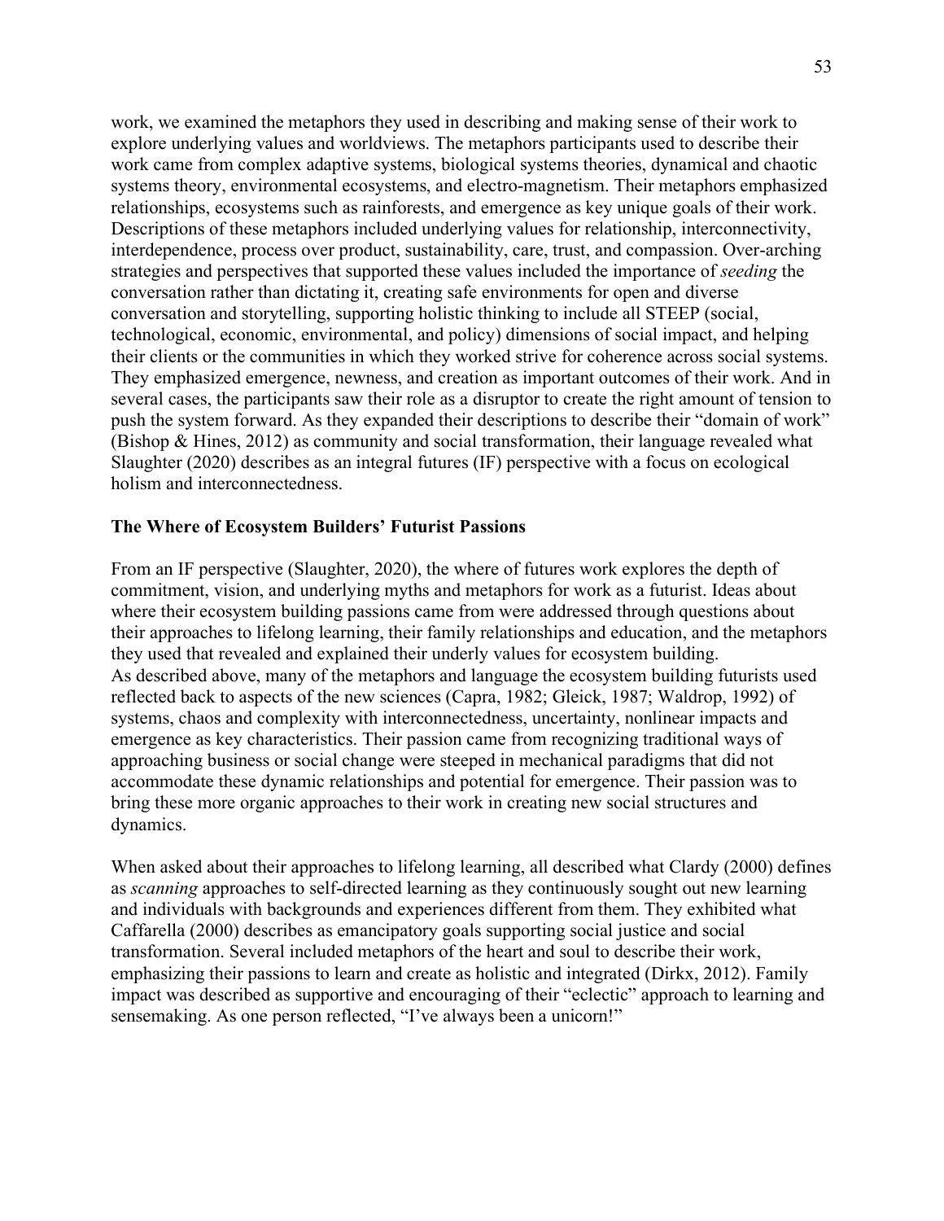work, we examined the metaphors they used in describing and making sense of their work to explore underlying values and worldviews. The metaphors participants used to describe their work came from complex adaptive systems, biological systems theories, dynamical and chaotic systems theory, environmental ecosystems, and electro-magnetism. Their metaphors emphasized relationships, ecosystems such as rainforests, and emergence as key unique goals of their work. Descriptions of these metaphors included underlying values for relationship, interconnectivity, interdependence, process over product, sustainability, care, trust, and compassion. Over-arching strategies and perspectives that supported these values included the importance of *seeding* the conversation rather than dictating it, creating safe environments for open and diverse conversation and storytelling, supporting holistic thinking to include all STEEP (social, technological, economic, environmental, and policy) dimensions of social impact, and helping their clients or the communities in which they worked strive for coherence across social systems. They emphasized emergence, newness, and creation as important outcomes of their work. And in several cases, the participants saw their role as a disruptor to create the right amount of tension to push the system forward. As they expanded their descriptions to describe their "domain of work" (Bishop & Hines, 2012) as community and social transformation, their language revealed what Slaughter (2020) describes as an integral futures (IF) perspective with a focus on ecological holism and interconnectedness.

**The Where of Ecosystem Builders' Futurist Passions**

From an IF perspective (Slaughter, 2020), the where of futures work explores the depth of commitment, vision, and underlying myths and metaphors for work as a futurist. Ideas about where their ecosystem building passions came from were addressed through questions about their approaches to lifelong learning, their family relationships and education, and the metaphors they used that revealed and explained their underly values for ecosystem building.
As described above, many of the metaphors and language the ecosystem building futurists used reflected back to aspects of the new sciences (Capra, 1982; Gleick, 1987; Waldrop, 1992) of systems, chaos and complexity with interconnectedness, uncertainty, nonlinear impacts and emergence as key characteristics. Their passion came from recognizing traditional ways of approaching business or social change were steeped in mechanical paradigms that did not accommodate these dynamic relationships and potential for emergence. Their passion was to bring these more organic approaches to their work in creating new social structures and dynamics.

When asked about their approaches to lifelong learning, all described what Clardy (2000) defines as *scanning* approaches to self-directed learning as they continuously sought out new learning and individuals with backgrounds and experiences different from them. They exhibited what Caffarella (2000) describes as emancipatory goals supporting social justice and social transformation. Several included metaphors of the heart and soul to describe their work, emphasizing their passions to learn and create as holistic and integrated (Dirkx, 2012). Family impact was described as supportive and encouraging of their "eclectic" approach to learning and sensemaking. As one person reflected, "I've always been a unicorn!"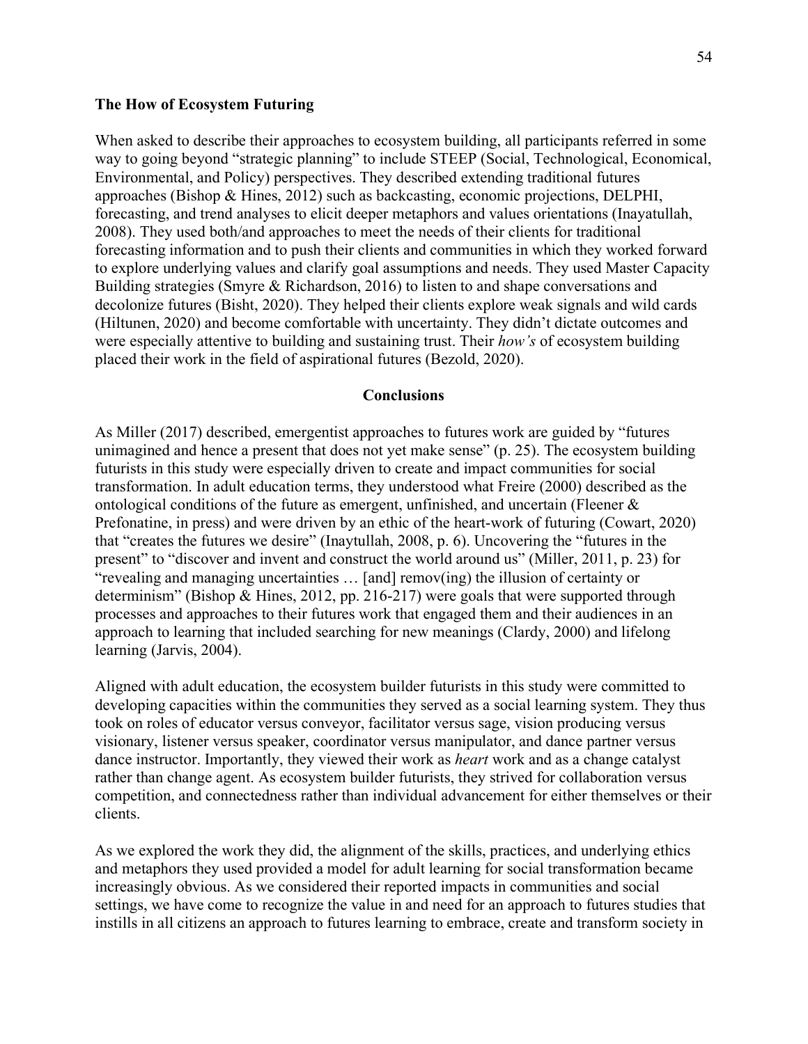**The How of Ecosystem Futuring**

When asked to describe their approaches to ecosystem building, all participants referred in some way to going beyond "strategic planning" to include STEEP (Social, Technological, Economical, Environmental, and Policy) perspectives. They described extending traditional futures approaches (Bishop & Hines, 2012) such as backcasting, economic projections, DELPHI, forecasting, and trend analyses to elicit deeper metaphors and values orientations (Inayatullah, 2008). They used both/and approaches to meet the needs of their clients for traditional forecasting information and to push their clients and communities in which they worked forward to explore underlying values and clarify goal assumptions and needs. They used Master Capacity Building strategies (Smyre & Richardson, 2016) to listen to and shape conversations and decolonize futures (Bisht, 2020). They helped their clients explore weak signals and wild cards (Hiltunen, 2020) and become comfortable with uncertainty. They didn't dictate outcomes and were especially attentive to building and sustaining trust. Their *how's* of ecosystem building placed their work in the field of aspirational futures (Bezold, 2020).

## Conclusions

As Miller (2017) described, emergentist approaches to futures work are guided by "futures unimagined and hence a present that does not yet make sense" (p. 25). The ecosystem building futurists in this study were especially driven to create and impact communities for social transformation. In adult education terms, they understood what Freire (2000) described as the ontological conditions of the future as emergent, unfinished, and uncertain (Fleener & Prefonatine, in press) and were driven by an ethic of the heart-work of futuring (Cowart, 2020) that "creates the futures we desire" (Inaytullah, 2008, p. 6). Uncovering the "futures in the present" to "discover and invent and construct the world around us" (Miller, 2011, p. 23) for "revealing and managing uncertainties … [and] remov(ing) the illusion of certainty or determinism" (Bishop & Hines, 2012, pp. 216-217) were goals that were supported through processes and approaches to their futures work that engaged them and their audiences in an approach to learning that included searching for new meanings (Clardy, 2000) and lifelong learning (Jarvis, 2004).

Aligned with adult education, the ecosystem builder futurists in this study were committed to developing capacities within the communities they served as a social learning system. They thus took on roles of educator versus conveyor, facilitator versus sage, vision producing versus visionary, listener versus speaker, coordinator versus manipulator, and dance partner versus dance instructor. Importantly, they viewed their work as *heart* work and as a change catalyst rather than change agent. As ecosystem builder futurists, they strived for collaboration versus competition, and connectedness rather than individual advancement for either themselves or their clients.

As we explored the work they did, the alignment of the skills, practices, and underlying ethics and metaphors they used provided a model for adult learning for social transformation became increasingly obvious. As we considered their reported impacts in communities and social settings, we have come to recognize the value in and need for an approach to futures studies that instills in all citizens an approach to futures learning to embrace, create and transform society in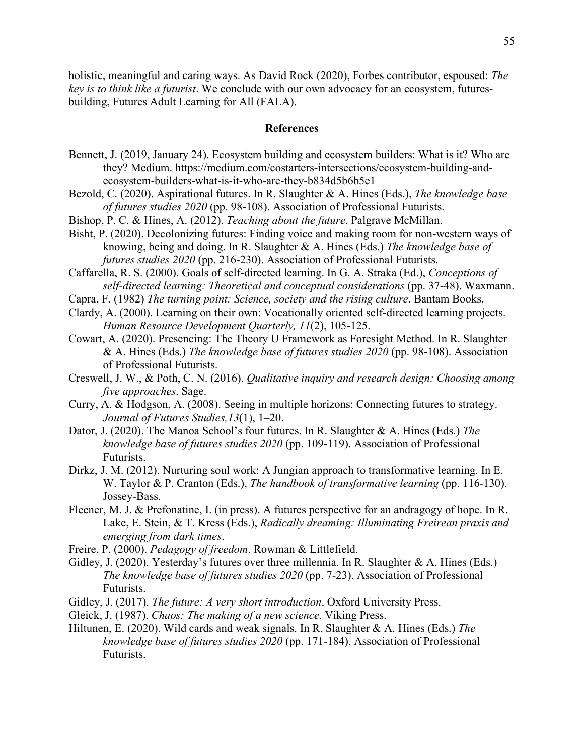holistic, meaningful and caring ways. As David Rock (2020), Forbes contributor, espoused: *The key is to think like a futurist*. We conclude with our own advocacy for an ecosystem, futures-building, Futures Adult Learning for All (FALA).

## References

Bennett, J. (2019, January 24). Ecosystem building and ecosystem builders: What is it? Who are they? Medium. https://medium.com/costarters-intersections/ecosystem-building-and-ecosystem-builders-what-is-it-who-are-they-b834d5b6b5e1

Bezold, C. (2020). Aspirational futures. In R. Slaughter & A. Hines (Eds.), *The knowledge base of futures studies 2020* (pp. 98-108). Association of Professional Futurists.

Bishop, P. C. & Hines, A. (2012). *Teaching about the future*. Palgrave McMillan.

Bisht, P. (2020). Decolonizing futures: Finding voice and making room for non-western ways of knowing, being and doing. In R. Slaughter & A. Hines (Eds.) *The knowledge base of futures studies 2020* (pp. 216-230). Association of Professional Futurists.

Caffarella, R. S. (2000). Goals of self-directed learning. In G. A. Straka (Ed.), *Conceptions of self-directed learning: Theoretical and conceptual considerations* (pp. 37-48). Waxmann.

Capra, F. (1982) *The turning point: Science, society and the rising culture*. Bantam Books.

Clardy, A. (2000). Learning on their own: Vocationally oriented self-directed learning projects. *Human Resource Development Quarterly, 11*(2), 105-125.

Cowart, A. (2020). Presencing: The Theory U Framework as Foresight Method. In R. Slaughter & A. Hines (Eds.) *The knowledge base of futures studies 2020* (pp. 98-108). Association of Professional Futurists.

Creswell, J. W., & Poth, C. N. (2016). *Qualitative inquiry and research design: Choosing among five approaches*. Sage.

Curry, A. & Hodgson, A. (2008). Seeing in multiple horizons: Connecting futures to strategy. *Journal of Futures Studies,13*(1), 1–20.

Dator, J. (2020). The Manoa School's four futures. In R. Slaughter & A. Hines (Eds.) *The knowledge base of futures studies 2020* (pp. 109-119). Association of Professional Futurists.

Dirkz, J. M. (2012). Nurturing soul work: A Jungian approach to transformative learning. In E. W. Taylor & P. Cranton (Eds.), *The handbook of transformative learning* (pp. 116-130). Jossey-Bass.

Fleener, M. J. & Prefonatine, I. (in press). A futures perspective for an andragogy of hope. In R. Lake, E. Stein, & T. Kress (Eds.), *Radically dreaming: Illuminating Freirean praxis and emerging from dark times*.

Freire, P. (2000). *Pedagogy of freedom*. Rowman & Littlefield.

Gidley, J. (2020). Yesterday's futures over three millennia. In R. Slaughter & A. Hines (Eds.) *The knowledge base of futures studies 2020* (pp. 7-23). Association of Professional Futurists.

Gidley, J. (2017). *The future: A very short introduction*. Oxford University Press.

Gleick, J. (1987). *Chaos: The making of a new science.* Viking Press.

Hiltunen, E. (2020). Wild cards and weak signals. In R. Slaughter & A. Hines (Eds.) *The knowledge base of futures studies 2020* (pp. 171-184). Association of Professional Futurists.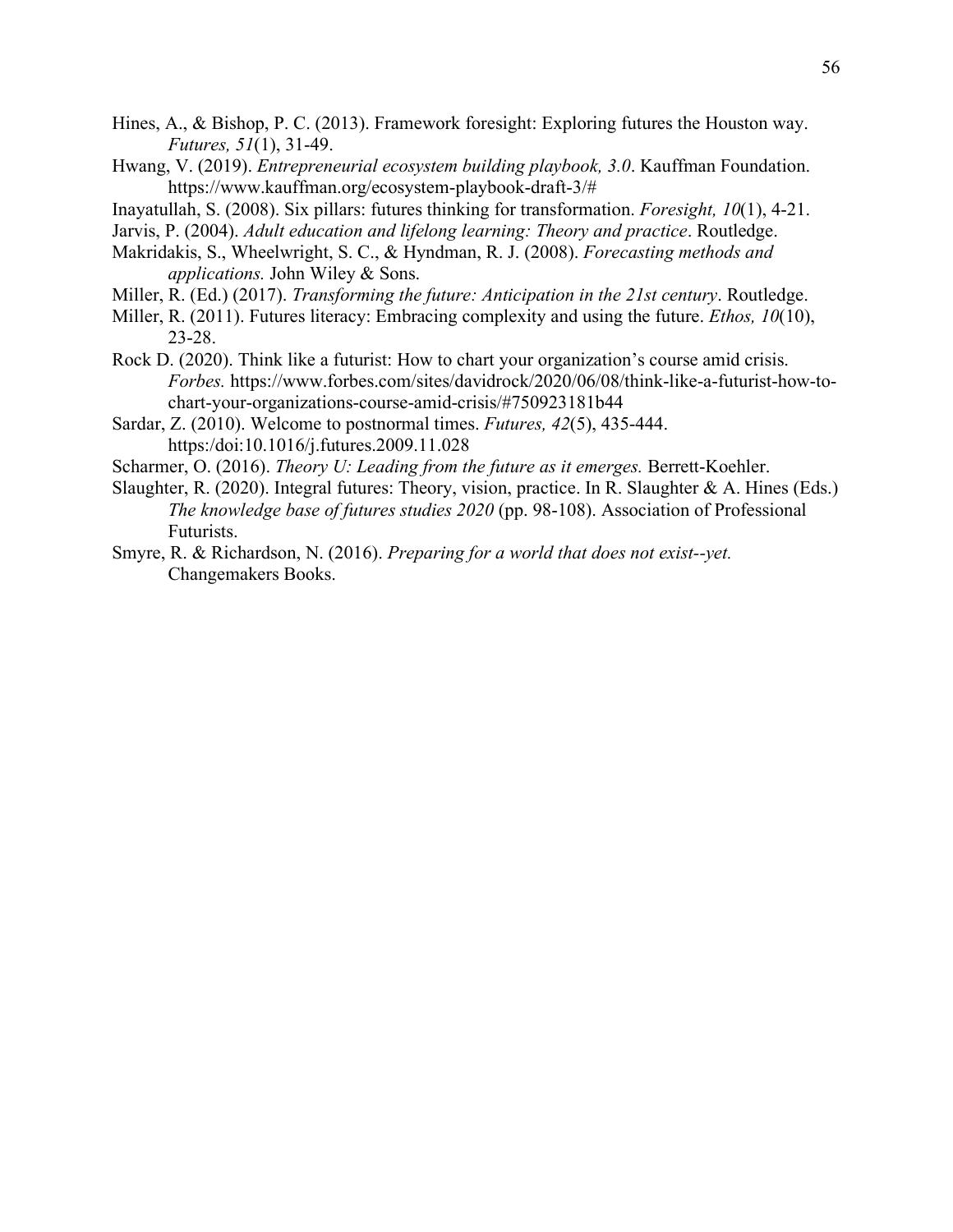Hines, A., & Bishop, P. C. (2013). Framework foresight: Exploring futures the Houston way. *Futures, 51*(1), 31-49.

Hwang, V. (2019). *Entrepreneurial ecosystem building playbook, 3.0*. Kauffman Foundation. https://www.kauffman.org/ecosystem-playbook-draft-3/#

Inayatullah, S. (2008). Six pillars: futures thinking for transformation. *Foresight, 10*(1), 4-21.

Jarvis, P. (2004). *Adult education and lifelong learning: Theory and practice*. Routledge.

Makridakis, S., Wheelwright, S. C., & Hyndman, R. J. (2008). *Forecasting methods and applications.* John Wiley & Sons.

Miller, R. (Ed.) (2017). *Transforming the future: Anticipation in the 21st century*. Routledge.

Miller, R. (2011). Futures literacy: Embracing complexity and using the future. *Ethos, 10*(10), 23-28.

Rock D. (2020). Think like a futurist: How to chart your organization's course amid crisis. *Forbes.* https://www.forbes.com/sites/davidrock/2020/06/08/think-like-a-futurist-how-to-chart-your-organizations-course-amid-crisis/#750923181b44

Sardar, Z. (2010). Welcome to postnormal times. *Futures, 42*(5), 435-444. https:/doi:10.1016/j.futures.2009.11.028

Scharmer, O. (2016). *Theory U: Leading from the future as it emerges.* Berrett-Koehler.

Slaughter, R. (2020). Integral futures: Theory, vision, practice. In R. Slaughter & A. Hines (Eds.) *The knowledge base of futures studies 2020* (pp. 98-108). Association of Professional Futurists.

Smyre, R. & Richardson, N. (2016). *Preparing for a world that does not exist--yet.* Changemakers Books.